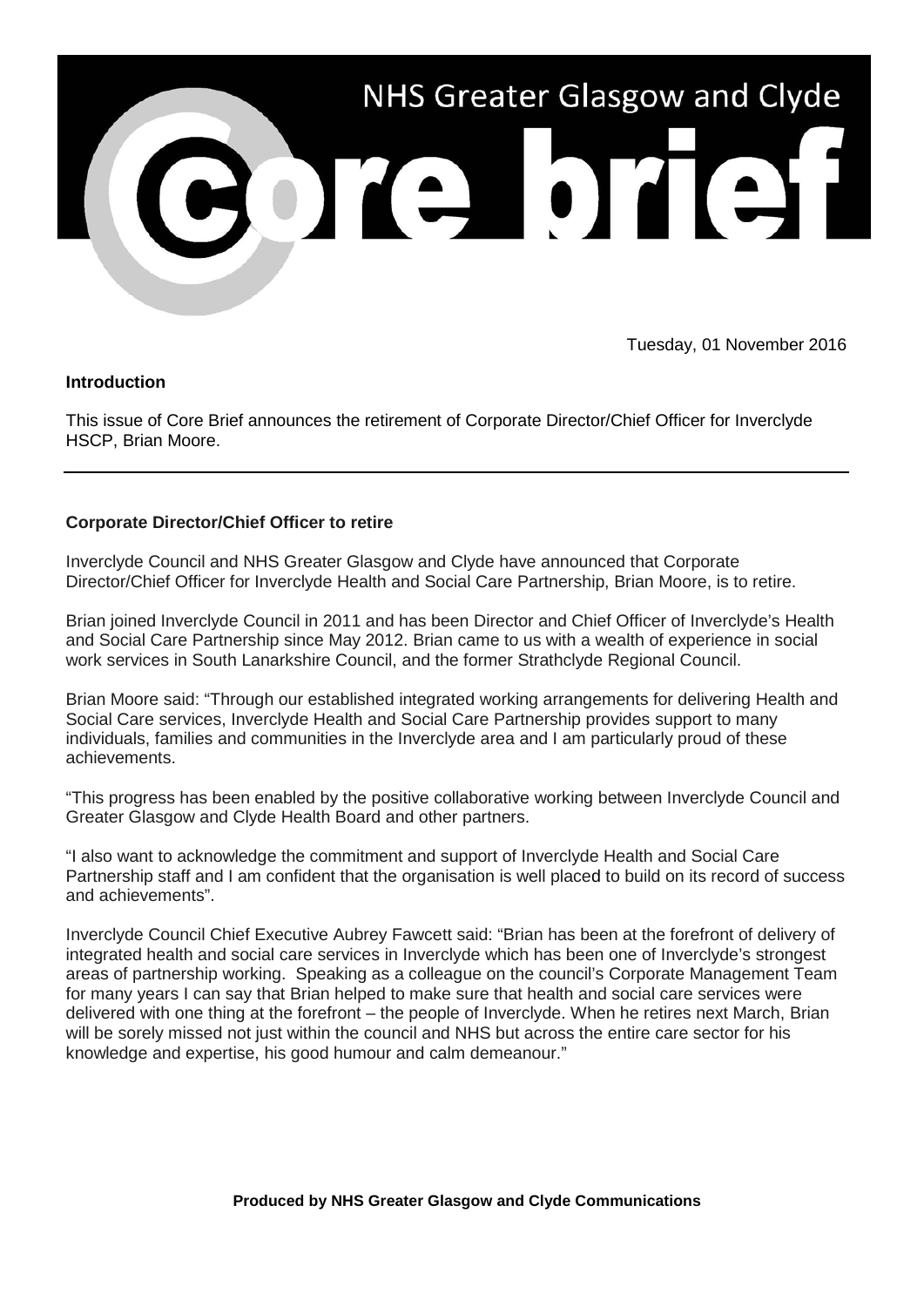# NHS Greater Glasgow and Clyde Core brief

Tuesday, 01 November 2016

**Introduction**

This issue of Core Brief announces the retirement of Corporate Director/Chief Officer for Inverclyde HSCP, Brian Moore.

---

## Corporate Director/Chief Officer to retire

Inverclyde Council and NHS Greater Glasgow and Clyde have announced that Corporate Director/Chief Officer for Inverclyde Health and Social Care Partnership, Brian Moore, is to retire.

Brian joined Inverclyde Council in 2011 and has been Director and Chief Officer of Inverclyde's Health and Social Care Partnership since May 2012. Brian came to us with a wealth of experience in social work services in South Lanarkshire Council, and the former Strathclyde Regional Council.

Brian Moore said: "Through our established integrated working arrangements for delivering Health and Social Care services, Inverclyde Health and Social Care Partnership provides support to many individuals, families and communities in the Inverclyde area and I am particularly proud of these achievements.

"This progress has been enabled by the positive collaborative working between Inverclyde Council and Greater Glasgow and Clyde Health Board and other partners.

"I also want to acknowledge the commitment and support of Inverclyde Health and Social Care Partnership staff and I am confident that the organisation is well placed to build on its record of success and achievements".

Inverclyde Council Chief Executive Aubrey Fawcett said: "Brian has been at the forefront of delivery of integrated health and social care services in Inverclyde which has been one of Inverclyde's strongest areas of partnership working. Speaking as a colleague on the council's Corporate Management Team for many years I can say that Brian helped to make sure that health and social care services were delivered with one thing at the forefront – the people of Inverclyde. When he retires next March, Brian will be sorely missed not just within the council and NHS but across the entire care sector for his knowledge and expertise, his good humour and calm demeanour."

**Produced by NHS Greater Glasgow and Clyde Communications**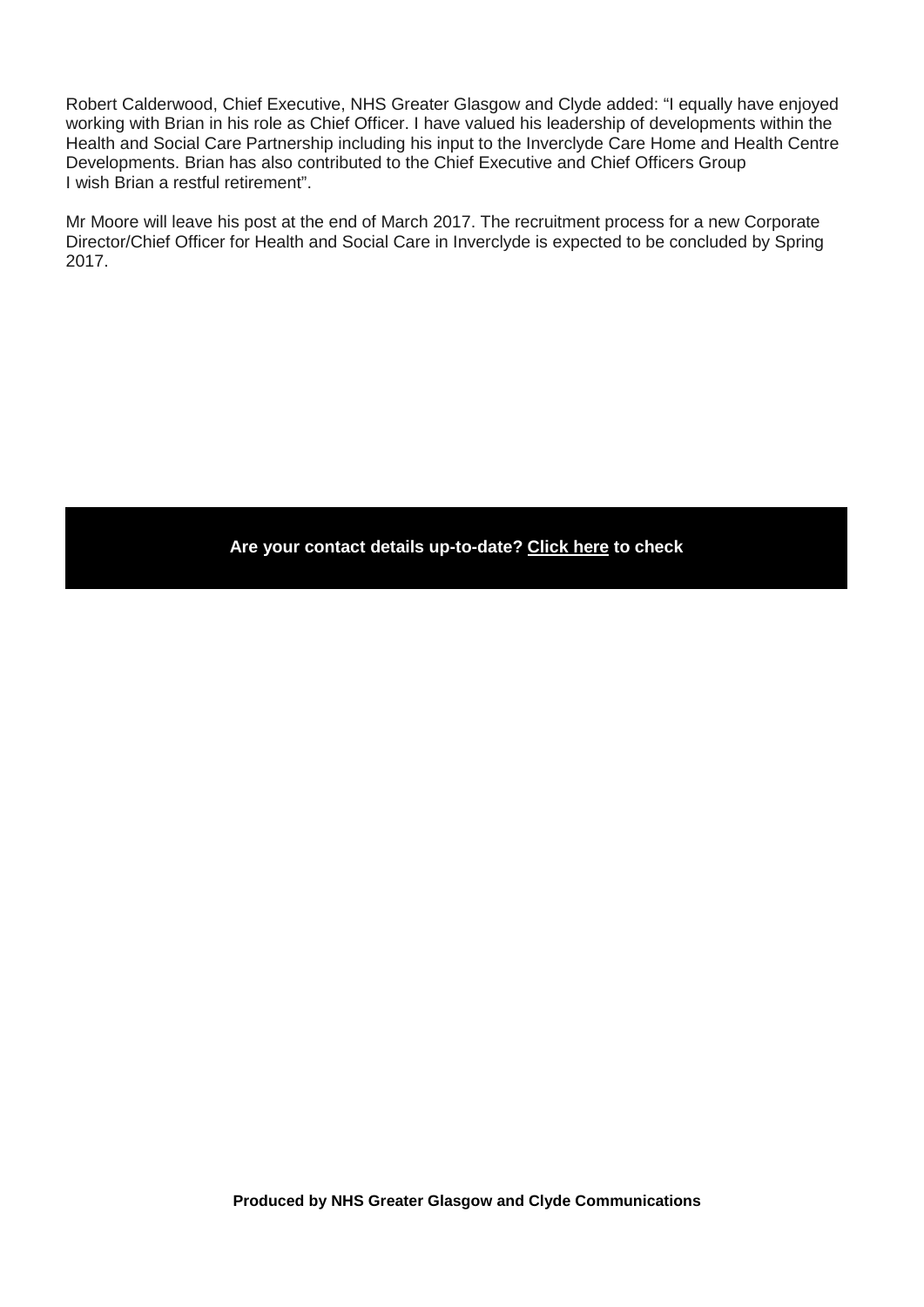Robert Calderwood, Chief Executive, NHS Greater Glasgow and Clyde added: "I equally have enjoyed working with Brian in his role as Chief Officer. I have valued his leadership of developments within the Health and Social Care Partnership including his input to the Inverclyde Care Home and Health Centre Developments. Brian has also contributed to the Chief Executive and Chief Officers Group
I wish Brian a restful retirement".

Mr Moore will leave his post at the end of March 2017. The recruitment process for a new Corporate Director/Chief Officer for Health and Social Care in Inverclyde is expected to be concluded by Spring 2017.

**Are your contact details up-to-date? Click here to check**

**Produced by NHS Greater Glasgow and Clyde Communications**